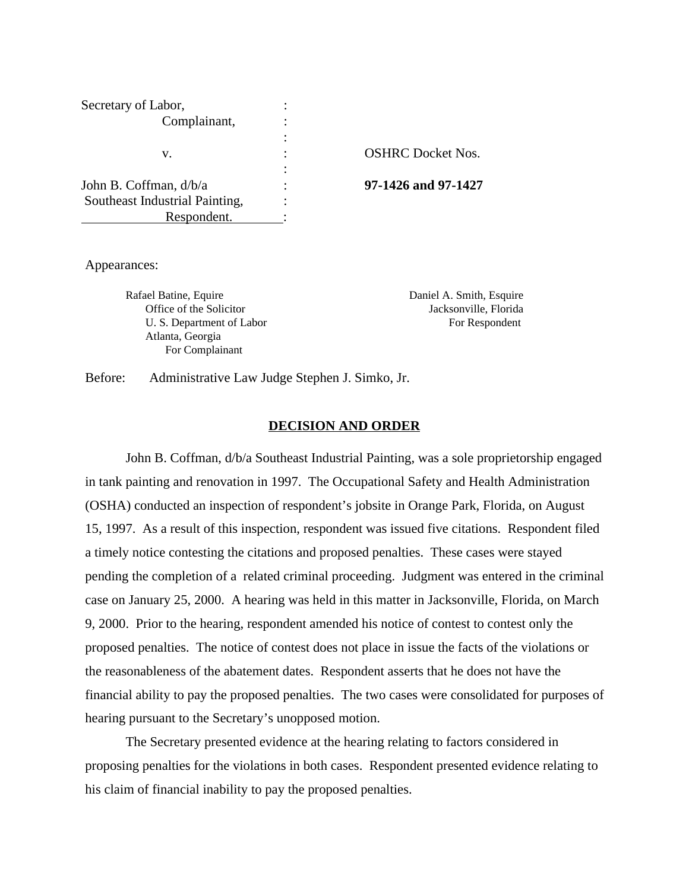Secretary of Labor,
Complainant,

v.

John B. Coffman, d/b/a
Southeast Industrial Painting,
Respondent.

OSHRC Docket Nos.

**97-1426 and 97-1427**

Appearances:

Rafael Batine, Equire
Office of the Solicitor
U. S. Department of Labor
Atlanta, Georgia
For Complainant

Daniel A. Smith, Esquire
Jacksonville, Florida
For Respondent

Before: Administrative Law Judge Stephen J. Simko, Jr.

## DECISION AND ORDER

John B. Coffman, d/b/a Southeast Industrial Painting, was a sole proprietorship engaged in tank painting and renovation in 1997. The Occupational Safety and Health Administration (OSHA) conducted an inspection of respondent's jobsite in Orange Park, Florida, on August 15, 1997. As a result of this inspection, respondent was issued five citations. Respondent filed a timely notice contesting the citations and proposed penalties. These cases were stayed pending the completion of a related criminal proceeding. Judgment was entered in the criminal case on January 25, 2000. A hearing was held in this matter in Jacksonville, Florida, on March 9, 2000. Prior to the hearing, respondent amended his notice of contest to contest only the proposed penalties. The notice of contest does not place in issue the facts of the violations or the reasonableness of the abatement dates. Respondent asserts that he does not have the financial ability to pay the proposed penalties. The two cases were consolidated for purposes of hearing pursuant to the Secretary's unopposed motion.

The Secretary presented evidence at the hearing relating to factors considered in proposing penalties for the violations in both cases. Respondent presented evidence relating to his claim of financial inability to pay the proposed penalties.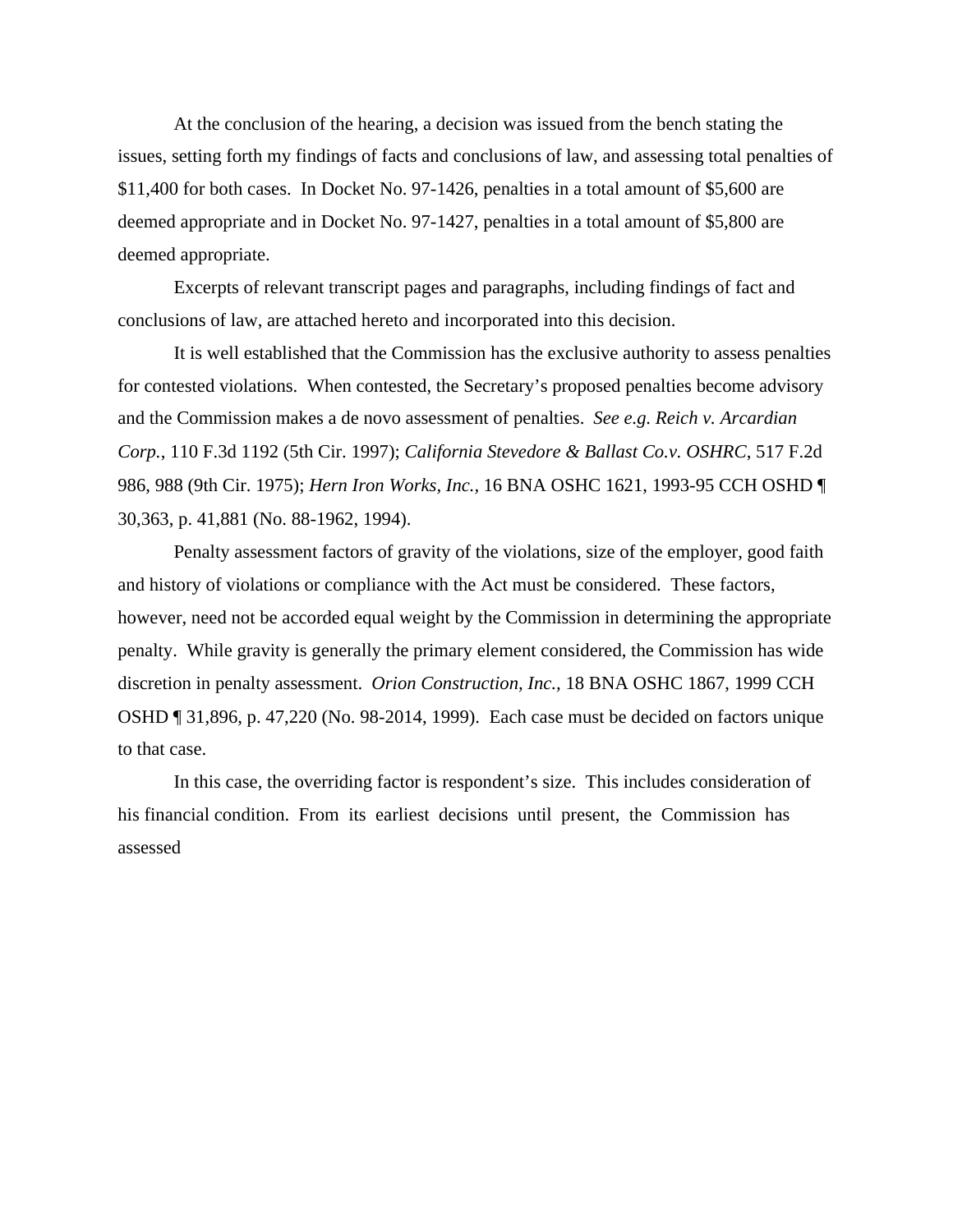At the conclusion of the hearing, a decision was issued from the bench stating the issues, setting forth my findings of facts and conclusions of law, and assessing total penalties of $11,400 for both cases. In Docket No. 97-1426, penalties in a total amount of $5,600 are deemed appropriate and in Docket No. 97-1427, penalties in a total amount of $5,800 are deemed appropriate.

Excerpts of relevant transcript pages and paragraphs, including findings of fact and conclusions of law, are attached hereto and incorporated into this decision.

It is well established that the Commission has the exclusive authority to assess penalties for contested violations. When contested, the Secretary's proposed penalties become advisory and the Commission makes a de novo assessment of penalties. *See e.g. Reich v. Arcardian Corp.*, 110 F.3d 1192 (5th Cir. 1997); *California Stevedore & Ballast Co.v. OSHRC*, 517 F.2d 986, 988 (9th Cir. 1975); *Hern Iron Works, Inc.,* 16 BNA OSHC 1621, 1993-95 CCH OSHD ¶ 30,363, p. 41,881 (No. 88-1962, 1994).

Penalty assessment factors of gravity of the violations, size of the employer, good faith and history of violations or compliance with the Act must be considered. These factors, however, need not be accorded equal weight by the Commission in determining the appropriate penalty. While gravity is generally the primary element considered, the Commission has wide discretion in penalty assessment. *Orion Construction, Inc.,* 18 BNA OSHC 1867, 1999 CCH OSHD ¶ 31,896, p. 47,220 (No. 98-2014, 1999). Each case must be decided on factors unique to that case.

In this case, the overriding factor is respondent's size. This includes consideration of his financial condition. From its earliest decisions until present, the Commission has assessed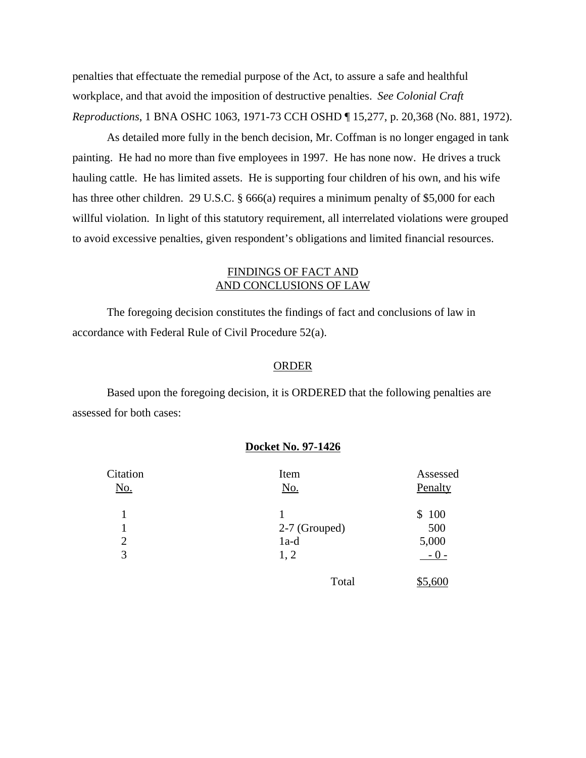penalties that effectuate the remedial purpose of the Act, to assure a safe and healthful workplace, and that avoid the imposition of destructive penalties. *See Colonial Craft Reproductions*, 1 BNA OSHC 1063, 1971-73 CCH OSHD ¶ 15,277, p. 20,368 (No. 881, 1972).

As detailed more fully in the bench decision, Mr. Coffman is no longer engaged in tank painting. He had no more than five employees in 1997. He has none now. He drives a truck hauling cattle. He has limited assets. He is supporting four children of his own, and his wife has three other children. 29 U.S.C. § 666(a) requires a minimum penalty of $5,000 for each willful violation. In light of this statutory requirement, all interrelated violations were grouped to avoid excessive penalties, given respondent's obligations and limited financial resources.

## FINDINGS OF FACT AND AND CONCLUSIONS OF LAW

The foregoing decision constitutes the findings of fact and conclusions of law in accordance with Federal Rule of Civil Procedure 52(a).

## ORDER

Based upon the foregoing decision, it is ORDERED that the following penalties are assessed for both cases:

**Docket No. 97-1426**

| Citation No. | Item No. | Assessed Penalty |
|---|---|---|
| 1 | 1 | $ 100 |
| 1 | 2-7 (Grouped) | 500 |
| 2 | 1a-d | 5,000 |
| 3 | 1, 2 | - 0 - |
| | Total | $5,600 |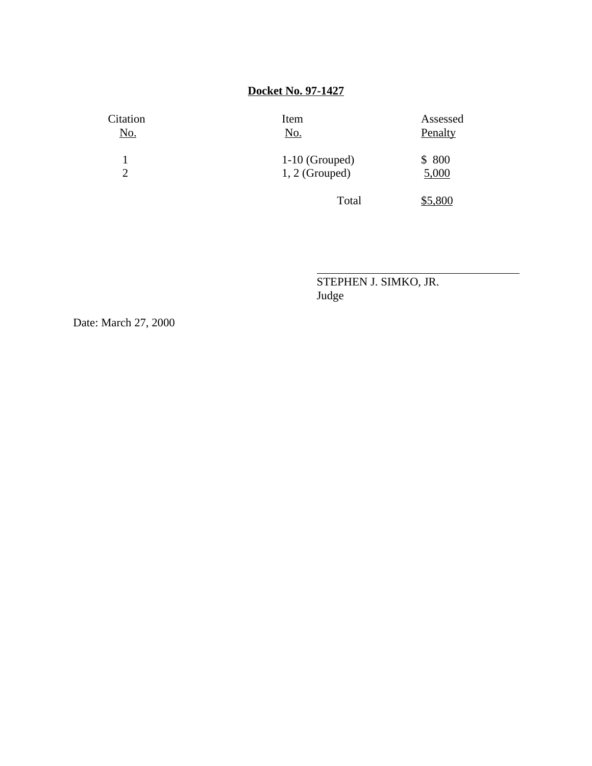**Docket No. 97-1427**

| Citation No. | Item No. | Assessed Penalty |
| --- | --- | --- |
| 1 | 1-10 (Grouped) | $ 800 |
| 2 | 1, 2 (Grouped) | 5,000 |
| | Total | $5,800 |

STEPHEN J. SIMKO, JR.
Judge

Date: March 27, 2000